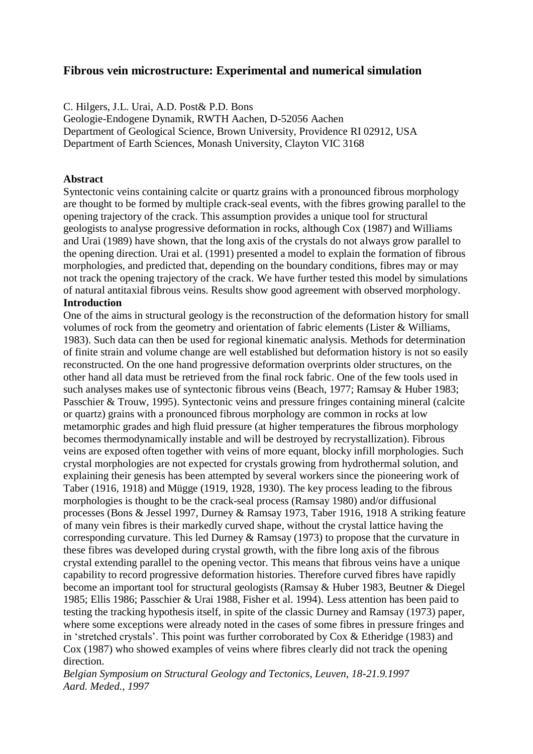# Fibrous vein microstructure: Experimental and numerical simulation

C. Hilgers, J.L. Urai, A.D. Post& P.D. Bons
Geologie-Endogene Dynamik, RWTH Aachen, D-52056 Aachen
Department of Geological Science, Brown University, Providence RI 02912, USA
Department of Earth Sciences, Monash University, Clayton VIC 3168

**Abstract**

Syntectonic veins containing calcite or quartz grains with a pronounced fibrous morphology are thought to be formed by multiple crack-seal events, with the fibres growing parallel to the opening trajectory of the crack. This assumption provides a unique tool for structural geologists to analyse progressive deformation in rocks, although Cox (1987) and Williams and Urai (1989) have shown, that the long axis of the crystals do not always grow parallel to the opening direction. Urai et al. (1991) presented a model to explain the formation of fibrous morphologies, and predicted that, depending on the boundary conditions, fibres may or may not track the opening trajectory of the crack. We have further tested this model by simulations of natural antitaxial fibrous veins. Results show good agreement with observed morphology.

**Introduction**

One of the aims in structural geology is the reconstruction of the deformation history for small volumes of rock from the geometry and orientation of fabric elements (Lister & Williams, 1983). Such data can then be used for regional kinematic analysis. Methods for determination of finite strain and volume change are well established but deformation history is not so easily reconstructed. On the one hand progressive deformation overprints older structures, on the other hand all data must be retrieved from the final rock fabric. One of the few tools used in such analyses makes use of syntectonic fibrous veins (Beach, 1977; Ramsay & Huber 1983; Passchier & Trouw, 1995). Syntectonic veins and pressure fringes containing mineral (calcite or quartz) grains with a pronounced fibrous morphology are common in rocks at low metamorphic grades and high fluid pressure (at higher temperatures the fibrous morphology becomes thermodynamically instable and will be destroyed by recrystallization). Fibrous veins are exposed often together with veins of more equant, blocky infill morphologies. Such crystal morphologies are not expected for crystals growing from hydrothermal solution, and explaining their genesis has been attempted by several workers since the pioneering work of Taber (1916, 1918) and Mügge (1919, 1928, 1930). The key process leading to the fibrous morphologies is thought to be the crack-seal process (Ramsay 1980) and/or diffusional processes (Bons & Jessel 1997, Durney & Ramsay 1973, Taber 1916, 1918 A striking feature of many vein fibres is their markedly curved shape, without the crystal lattice having the corresponding curvature. This led Durney & Ramsay (1973) to propose that the curvature in these fibres was developed during crystal growth, with the fibre long axis of the fibrous crystal extending parallel to the opening vector. This means that fibrous veins have a unique capability to record progressive deformation histories. Therefore curved fibres have rapidly become an important tool for structural geologists (Ramsay & Huber 1983, Beutner & Diegel 1985; Ellis 1986; Passchier & Urai 1988, Fisher et al. 1994). Less attention has been paid to testing the tracking hypothesis itself, in spite of the classic Durney and Ramsay (1973) paper, where some exceptions were already noted in the cases of some fibres in pressure fringes and in 'stretched crystals'. This point was further corroborated by Cox & Etheridge (1983) and Cox (1987) who showed examples of veins where fibres clearly did not track the opening direction.

*Belgian Symposium on Structural Geology and Tectonics, Leuven, 18-21.9.1997*
*Aard. Meded., 1997*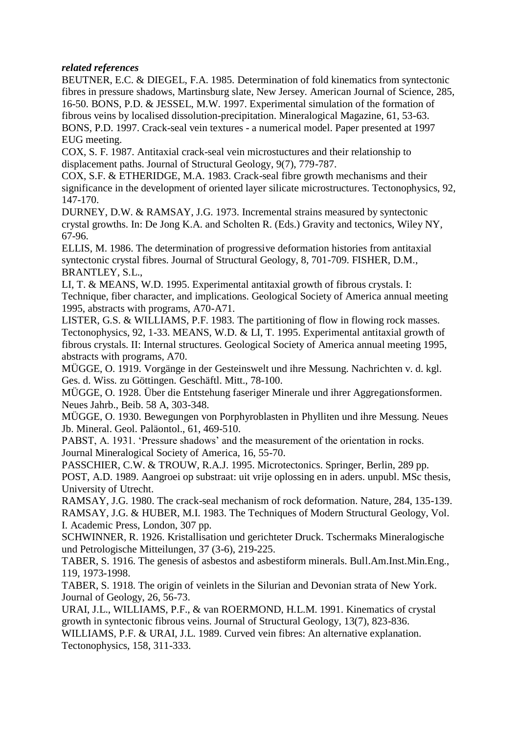***related references***

BEUTNER, E.C. & DIEGEL, F.A. 1985. Determination of fold kinematics from syntectonic fibres in pressure shadows, Martinsburg slate, New Jersey. American Journal of Science, 285, 16-50. BONS, P.D. & JESSEL, M.W. 1997. Experimental simulation of the formation of fibrous veins by localised dissolution-precipitation. Mineralogical Magazine, 61, 53-63.

BONS, P.D. 1997. Crack-seal vein textures - a numerical model. Paper presented at 1997 EUG meeting.

COX, S. F. 1987. Antitaxial crack-seal vein microstuctures and their relationship to displacement paths. Journal of Structural Geology, 9(7), 779-787.

COX, S.F. & ETHERIDGE, M.A. 1983. Crack-seal fibre growth mechanisms and their significance in the development of oriented layer silicate microstructures. Tectonophysics, 92, 147-170.

DURNEY, D.W. & RAMSAY, J.G. 1973. Incremental strains measured by syntectonic crystal growths. In: De Jong K.A. and Scholten R. (Eds.) Gravity and tectonics, Wiley NY, 67-96.

ELLIS, M. 1986. The determination of progressive deformation histories from antitaxial syntectonic crystal fibres. Journal of Structural Geology, 8, 701-709. FISHER, D.M., BRANTLEY, S.L.,

LI, T. & MEANS, W.D. 1995. Experimental antitaxial growth of fibrous crystals. I: Technique, fiber character, and implications. Geological Society of America annual meeting 1995, abstracts with programs, A70-A71.

LISTER, G.S. & WILLIAMS, P.F. 1983. The partitioning of flow in flowing rock masses. Tectonophysics, 92, 1-33. MEANS, W.D. & LI, T. 1995. Experimental antitaxial growth of fibrous crystals. II: Internal structures. Geological Society of America annual meeting 1995, abstracts with programs, A70.

MÜGGE, O. 1919. Vorgänge in der Gesteinswelt und ihre Messung. Nachrichten v. d. kgl. Ges. d. Wiss. zu Göttingen. Geschäftl. Mitt., 78-100.

MÜGGE, O. 1928. Über die Entstehung faseriger Minerale und ihrer Aggregationsformen. Neues Jahrb., Beib. 58 A, 303-348.

MÜGGE, O. 1930. Bewegungen von Porphyroblasten in Phylliten und ihre Messung. Neues Jb. Mineral. Geol. Paläontol., 61, 469-510.

PABST, A. 1931. 'Pressure shadows' and the measurement of the orientation in rocks. Journal Mineralogical Society of America, 16, 55-70.

PASSCHIER, C.W. & TROUW, R.A.J. 1995. Microtectonics. Springer, Berlin, 289 pp.

POST, A.D. 1989. Aangroei op substraat: uit vrije oplossing en in aders. unpubl. MSc thesis, University of Utrecht.

RAMSAY, J.G. 1980. The crack-seal mechanism of rock deformation. Nature, 284, 135-139.

RAMSAY, J.G. & HUBER, M.I. 1983. The Techniques of Modern Structural Geology, Vol. I. Academic Press, London, 307 pp.

SCHWINNER, R. 1926. Kristallisation und gerichteter Druck. Tschermaks Mineralogische und Petrologische Mitteilungen, 37 (3-6), 219-225.

TABER, S. 1916. The genesis of asbestos and asbestiform minerals. Bull.Am.Inst.Min.Eng., 119, 1973-1998.

TABER, S. 1918. The origin of veinlets in the Silurian and Devonian strata of New York. Journal of Geology, 26, 56-73.

URAI, J.L., WILLIAMS, P.F., & van ROERMOND, H.L.M. 1991. Kinematics of crystal growth in syntectonic fibrous veins. Journal of Structural Geology, 13(7), 823-836.

WILLIAMS, P.F. & URAI, J.L. 1989. Curved vein fibres: An alternative explanation. Tectonophysics, 158, 311-333.